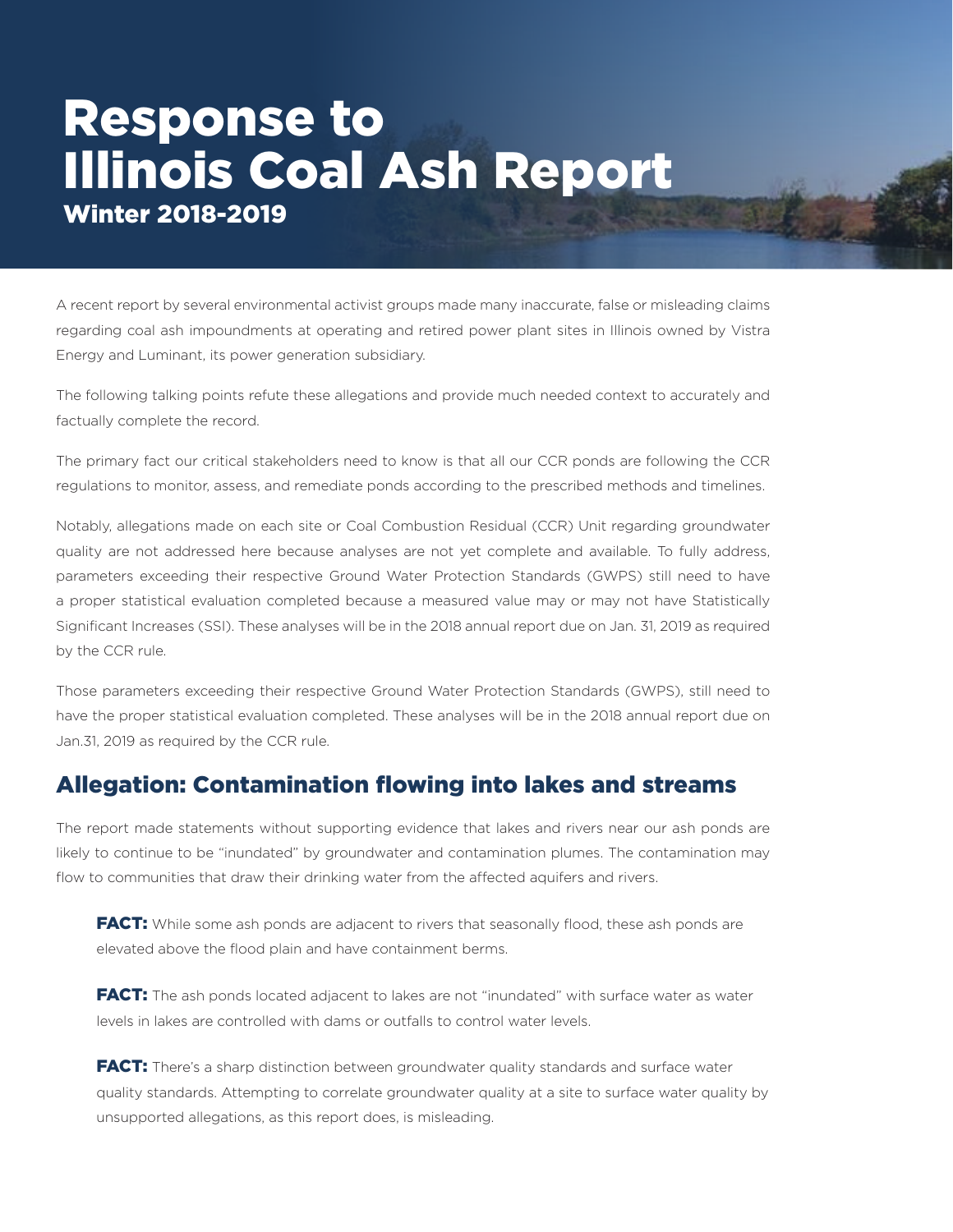# Response to Illinois Coal Ash Report

### Winter 2018-2019

A recent report by several environmental activist groups made many inaccurate, false or misleading claims regarding coal ash impoundments at operating and retired power plant sites in Illinois owned by Vistra Energy and Luminant, its power generation subsidiary.

The following talking points refute these allegations and provide much needed context to accurately and factually complete the record.

The primary fact our critical stakeholders need to know is that all our CCR ponds are following the CCR regulations to monitor, assess, and remediate ponds according to the prescribed methods and timelines.

Notably, allegations made on each site or Coal Combustion Residual (CCR) Unit regarding groundwater quality are not addressed here because analyses are not yet complete and available. To fully address, parameters exceeding their respective Ground Water Protection Standards (GWPS) still need to have a proper statistical evaluation completed because a measured value may or may not have Statistically Significant Increases (SSI). These analyses will be in the 2018 annual report due on Jan. 31, 2019 as required by the CCR rule.

Those parameters exceeding their respective Ground Water Protection Standards (GWPS), still need to have the proper statistical evaluation completed. These analyses will be in the 2018 annual report due on Jan.31, 2019 as required by the CCR rule.

## Allegation: Contamination flowing into lakes and streams

The report made statements without supporting evidence that lakes and rivers near our ash ponds are likely to continue to be "inundated" by groundwater and contamination plumes. The contamination may flow to communities that draw their drinking water from the affected aquifers and rivers.

**FACT:** While some ash ponds are adjacent to rivers that seasonally flood, these ash ponds are elevated above the flood plain and have containment berms.

**FACT:** The ash ponds located adjacent to lakes are not "inundated" with surface water as water levels in lakes are controlled with dams or outfalls to control water levels.

**FACT:** There's a sharp distinction between groundwater quality standards and surface water quality standards. Attempting to correlate groundwater quality at a site to surface water quality by unsupported allegations, as this report does, is misleading.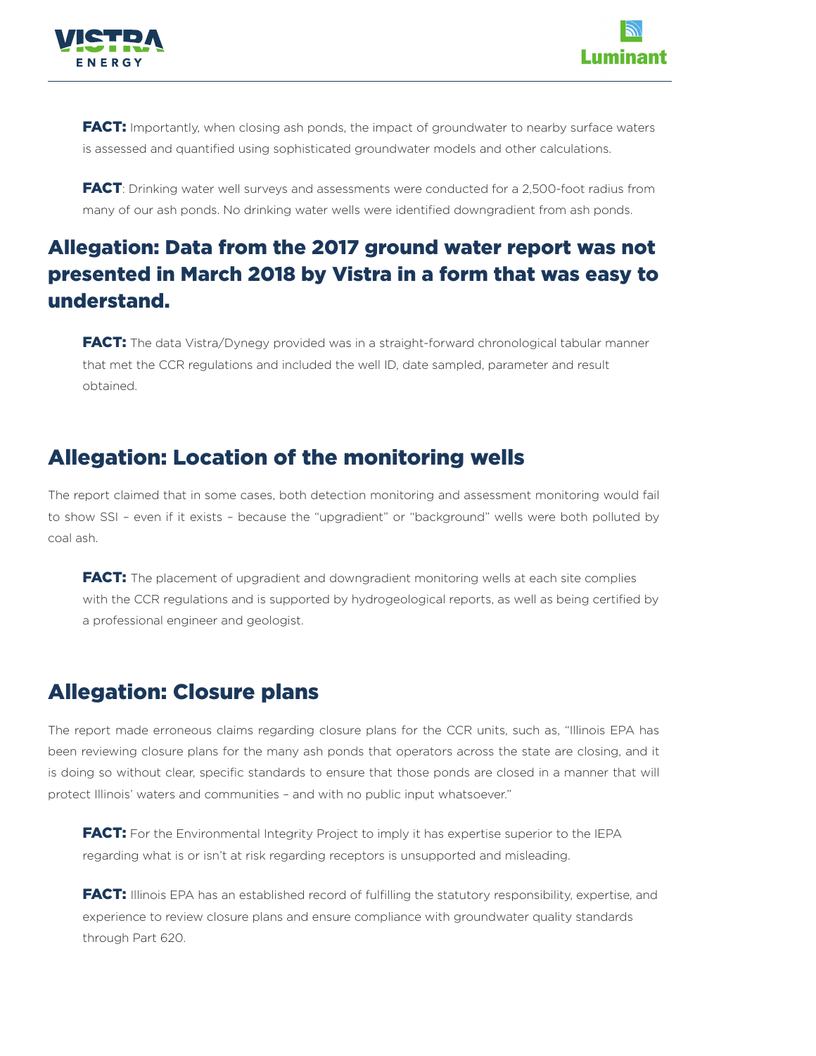**FACT:** Importantly, when closing ash ponds, the impact of groundwater to nearby surface waters is assessed and quantified using sophisticated groundwater models and other calculations.

**FACT**: Drinking water well surveys and assessments were conducted for a 2,500-foot radius from many of our ash ponds. No drinking water wells were identified downgradient from ash ponds.

## Allegation: Data from the 2017 ground water report was not presented in March 2018 by Vistra in a form that was easy to understand.

**FACT:** The data Vistra/Dynegy provided was in a straight-forward chronological tabular manner that met the CCR regulations and included the well ID, date sampled, parameter and result obtained.

## Allegation: Location of the monitoring wells

The report claimed that in some cases, both detection monitoring and assessment monitoring would fail to show SSI – even if it exists – because the "upgradient" or "background" wells were both polluted by coal ash.

**FACT:** The placement of upgradient and downgradient monitoring wells at each site complies with the CCR regulations and is supported by hydrogeological reports, as well as being certified by a professional engineer and geologist.

## Allegation: Closure plans

The report made erroneous claims regarding closure plans for the CCR units, such as, "Illinois EPA has been reviewing closure plans for the many ash ponds that operators across the state are closing, and it is doing so without clear, specific standards to ensure that those ponds are closed in a manner that will protect Illinois' waters and communities – and with no public input whatsoever."

**FACT:** For the Environmental Integrity Project to imply it has expertise superior to the IEPA regarding what is or isn't at risk regarding receptors is unsupported and misleading.

**FACT:** Illinois EPA has an established record of fulfilling the statutory responsibility, expertise, and experience to review closure plans and ensure compliance with groundwater quality standards through Part 620.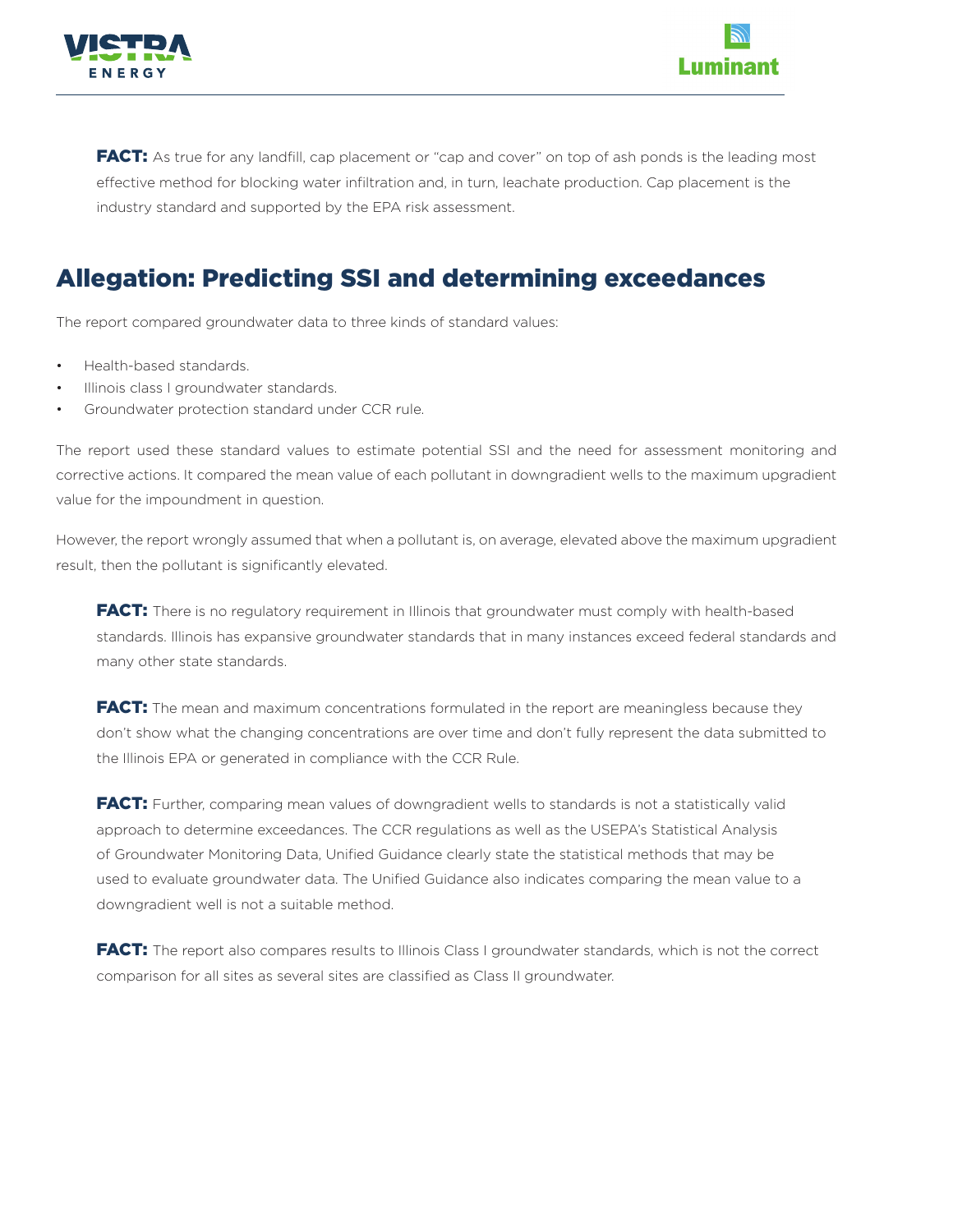**FACT:** As true for any landfill, cap placement or "cap and cover" on top of ash ponds is the leading most effective method for blocking water infiltration and, in turn, leachate production. Cap placement is the industry standard and supported by the EPA risk assessment.

## Allegation: Predicting SSI and determining exceedances

The report compared groundwater data to three kinds of standard values:

- Health-based standards.
- Illinois class I groundwater standards.
- Groundwater protection standard under CCR rule.

The report used these standard values to estimate potential SSI and the need for assessment monitoring and corrective actions. It compared the mean value of each pollutant in downgradient wells to the maximum upgradient value for the impoundment in question.

However, the report wrongly assumed that when a pollutant is, on average, elevated above the maximum upgradient result, then the pollutant is significantly elevated.

**FACT:** There is no regulatory requirement in Illinois that groundwater must comply with health-based standards. Illinois has expansive groundwater standards that in many instances exceed federal standards and many other state standards.

**FACT:** The mean and maximum concentrations formulated in the report are meaningless because they don't show what the changing concentrations are over time and don't fully represent the data submitted to the Illinois EPA or generated in compliance with the CCR Rule.

**FACT:** Further, comparing mean values of downgradient wells to standards is not a statistically valid approach to determine exceedances. The CCR regulations as well as the USEPA's Statistical Analysis of Groundwater Monitoring Data, Unified Guidance clearly state the statistical methods that may be used to evaluate groundwater data. The Unified Guidance also indicates comparing the mean value to a downgradient well is not a suitable method.

**FACT:** The report also compares results to Illinois Class I groundwater standards, which is not the correct comparison for all sites as several sites are classified as Class II groundwater.